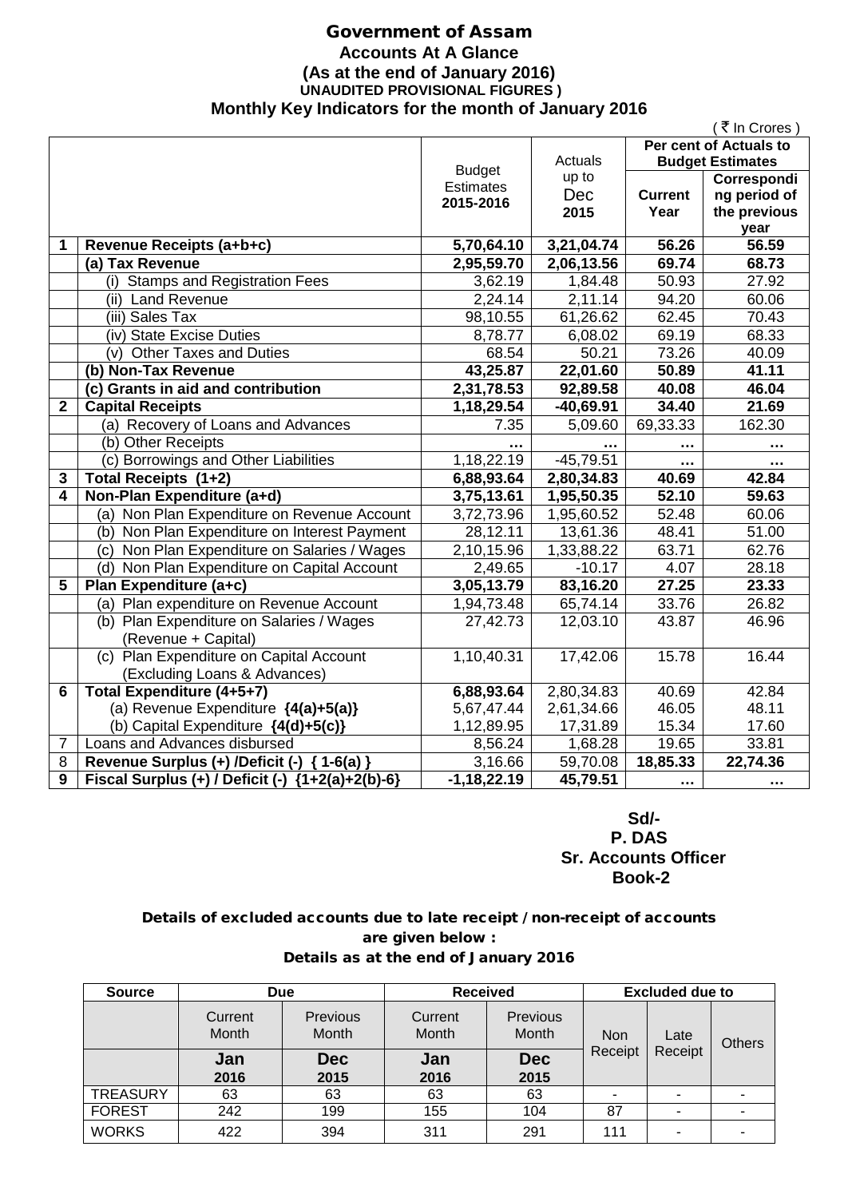# Government of Assam

## Accounts At A Glance

### (As at the end of January 2016)

**UNAUDITED PROVISIONAL FIGURES )**

### Monthly Key Indicators for the month of January 2016

( ₹ In Crores )

| | | Budget Estimates 2015-2016 | Actuals up to Dec 2015 | Per cent of Actuals to Budget Estimates | |
|---|---|---|---|---|---|
| | | | | Current Year | Corresponding period of the previous year |
| **1** | **Revenue Receipts (a+b+c)** | **5,70,64.10** | **3,21,04.74** | **56.26** | **56.59** |
| | **(a) Tax Revenue** | **2,95,59.70** | **2,06,13.56** | **69.74** | **68.73** |
| | (i) Stamps and Registration Fees | 3,62.19 | 1,84.48 | 50.93 | 27.92 |
| | (ii) Land Revenue | 2,24.14 | 2,11.14 | 94.20 | 60.06 |
| | (iii) Sales Tax | 98,10.55 | 61,26.62 | 62.45 | 70.43 |
| | (iv) State Excise Duties | 8,78.77 | 6,08.02 | 69.19 | 68.33 |
| | (v) Other Taxes and Duties | 68.54 | 50.21 | 73.26 | 40.09 |
| | **(b) Non-Tax Revenue** | **43,25.87** | **22,01.60** | **50.89** | **41.11** |
| | **(c) Grants in aid and contribution** | **2,31,78.53** | **92,89.58** | **40.08** | **46.04** |
| **2** | **Capital Receipts** | **1,18,29.54** | **-40,69.91** | **34.40** | **21.69** |
| | (a) Recovery of Loans and Advances | 7.35 | 5,09.60 | 69,33.33 | 162.30 |
| | (b) Other Receipts | ... | ... | ... | ... |
| | (c) Borrowings and Other Liabilities | 1,18,22.19 | -45,79.51 | ... | ... |
| **3** | **Total Receipts (1+2)** | **6,88,93.64** | **2,80,34.83** | **40.69** | **42.84** |
| **4** | **Non-Plan Expenditure (a+d)** | **3,75,13.61** | **1,95,50.35** | **52.10** | **59.63** |
| | (a) Non Plan Expenditure on Revenue Account | 3,72,73.96 | 1,95,60.52 | 52.48 | 60.06 |
| | (b) Non Plan Expenditure on Interest Payment | 28,12.11 | 13,61.36 | 48.41 | 51.00 |
| | (c) Non Plan Expenditure on Salaries / Wages | 2,10,15.96 | 1,33,88.22 | 63.71 | 62.76 |
| | (d) Non Plan Expenditure on Capital Account | 2,49.65 | -10.17 | 4.07 | 28.18 |
| **5** | **Plan Expenditure (a+c)** | **3,05,13.79** | **83,16.20** | **27.25** | **23.33** |
| | (a) Plan expenditure on Revenue Account | 1,94,73.48 | 65,74.14 | 33.76 | 26.82 |
| | (b) Plan Expenditure on Salaries / Wages (Revenue + Capital) | 27,42.73 | 12,03.10 | 43.87 | 46.96 |
| | (c) Plan Expenditure on Capital Account (Excluding Loans & Advances) | 1,10,40.31 | 17,42.06 | 15.78 | 16.44 |
| **6** | **Total Expenditure (4+5+7)** | **6,88,93.64** | 2,80,34.83 | 40.69 | 42.84 |
| | (a) Revenue Expenditure **{4(a)+5(a)}** | 5,67,47.44 | 2,61,34.66 | 46.05 | 48.11 |
| | (b) Capital Expenditure **{4(d)+5(c)}** | 1,12,89.95 | 17,31.89 | 15.34 | 17.60 |
| 7 | Loans and Advances disbursed | 8,56.24 | 1,68.28 | 19.65 | 33.81 |
| 8 | **Revenue Surplus (+) /Deficit (-) { 1-6(a) }** | 3,16.66 | 59,70.08 | **18,85.33** | **22,74.36** |
| **9** | **Fiscal Surplus (+) / Deficit (-) {1+2(a)+2(b)-6}** | **-1,18,22.19** | **45,79.51** | **...** | **...** |

**Sd/-**
**P. DAS**
**Sr. Accounts Officer**
**Book-2**

**Details of excluded accounts due to late receipt / non-receipt of accounts are given below :**
**Details as at the end of January 2016**

| Source | Due | | Received | | Excluded due to | | |
|---|---|---|---|---|---|---|---|
| | Current Month | Previous Month | Current Month | Previous Month | Non Receipt | Late Receipt | Others |
| | **Jan 2016** | **Dec 2015** | **Jan 2016** | **Dec 2015** | | | |
| TREASURY | 63 | 63 | 63 | 63 | - | - | - |
| FOREST | 242 | 199 | 155 | 104 | 87 | - | - |
| WORKS | 422 | 394 | 311 | 291 | 111 | - | - |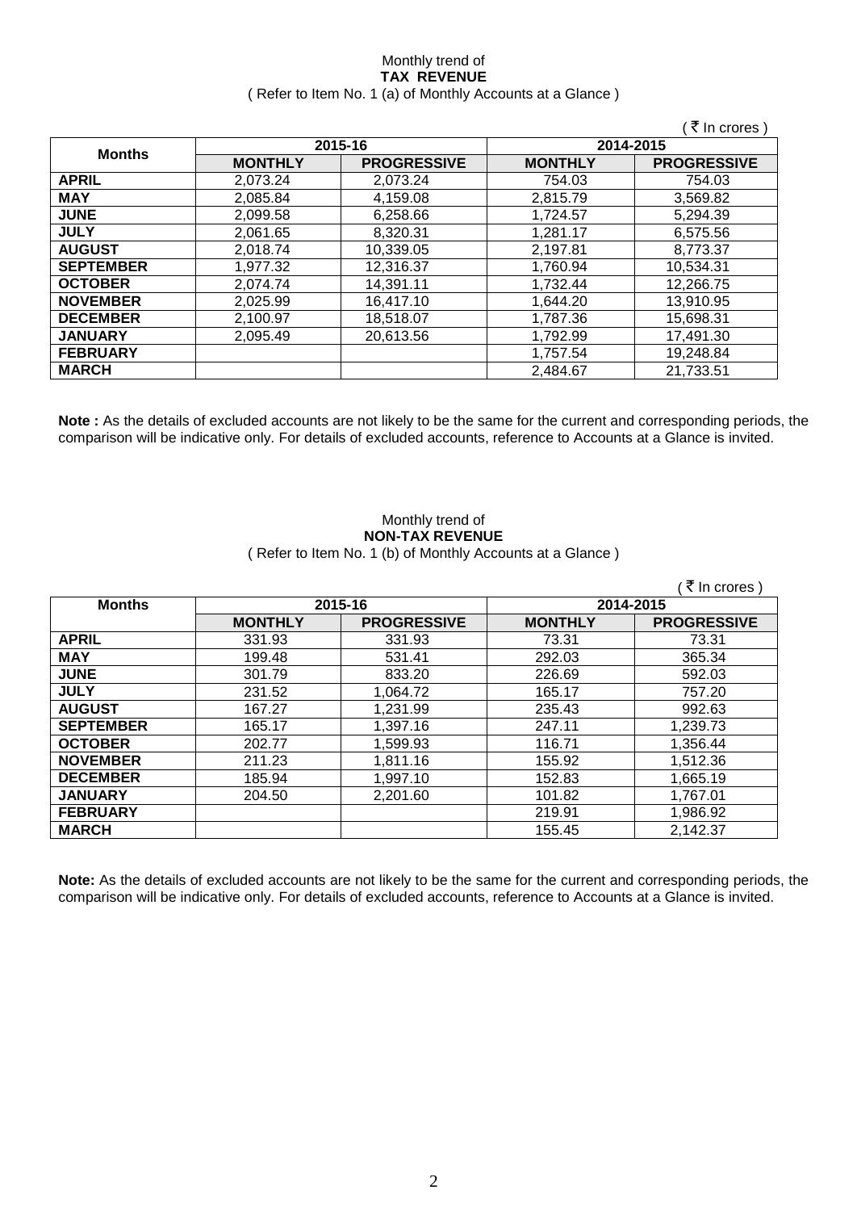Monthly trend of
**TAX REVENUE**
( Refer to Item No. 1 (a) of Monthly Accounts at a Glance )

( ₹ In crores )

| Months | 2015-16 | | 2014-2015 | |
|---|---|---|---|---|
| | **MONTHLY** | **PROGRESSIVE** | **MONTHLY** | **PROGRESSIVE** |
| **APRIL** | 2,073.24 | 2,073.24 | 754.03 | 754.03 |
| **MAY** | 2,085.84 | 4,159.08 | 2,815.79 | 3,569.82 |
| **JUNE** | 2,099.58 | 6,258.66 | 1,724.57 | 5,294.39 |
| **JULY** | 2,061.65 | 8,320.31 | 1,281.17 | 6,575.56 |
| **AUGUST** | 2,018.74 | 10,339.05 | 2,197.81 | 8,773.37 |
| **SEPTEMBER** | 1,977.32 | 12,316.37 | 1,760.94 | 10,534.31 |
| **OCTOBER** | 2,074.74 | 14,391.11 | 1,732.44 | 12,266.75 |
| **NOVEMBER** | 2,025.99 | 16,417.10 | 1,644.20 | 13,910.95 |
| **DECEMBER** | 2,100.97 | 18,518.07 | 1,787.36 | 15,698.31 |
| **JANUARY** | 2,095.49 | 20,613.56 | 1,792.99 | 17,491.30 |
| **FEBRUARY** | | | 1,757.54 | 19,248.84 |
| **MARCH** | | | 2,484.67 | 21,733.51 |

**Note :** As the details of excluded accounts are not likely to be the same for the current and corresponding periods, the comparison will be indicative only. For details of excluded accounts, reference to Accounts at a Glance is invited.

Monthly trend of
**NON-TAX REVENUE**
( Refer to Item No. 1 (b) of Monthly Accounts at a Glance )

( ₹ In crores )

| Months | 2015-16 | | 2014-2015 | |
|---|---|---|---|---|
| | **MONTHLY** | **PROGRESSIVE** | **MONTHLY** | **PROGRESSIVE** |
| **APRIL** | 331.93 | 331.93 | 73.31 | 73.31 |
| **MAY** | 199.48 | 531.41 | 292.03 | 365.34 |
| **JUNE** | 301.79 | 833.20 | 226.69 | 592.03 |
| **JULY** | 231.52 | 1,064.72 | 165.17 | 757.20 |
| **AUGUST** | 167.27 | 1,231.99 | 235.43 | 992.63 |
| **SEPTEMBER** | 165.17 | 1,397.16 | 247.11 | 1,239.73 |
| **OCTOBER** | 202.77 | 1,599.93 | 116.71 | 1,356.44 |
| **NOVEMBER** | 211.23 | 1,811.16 | 155.92 | 1,512.36 |
| **DECEMBER** | 185.94 | 1,997.10 | 152.83 | 1,665.19 |
| **JANUARY** | 204.50 | 2,201.60 | 101.82 | 1,767.01 |
| **FEBRUARY** | | | 219.91 | 1,986.92 |
| **MARCH** | | | 155.45 | 2,142.37 |

**Note:** As the details of excluded accounts are not likely to be the same for the current and corresponding periods, the comparison will be indicative only. For details of excluded accounts, reference to Accounts at a Glance is invited.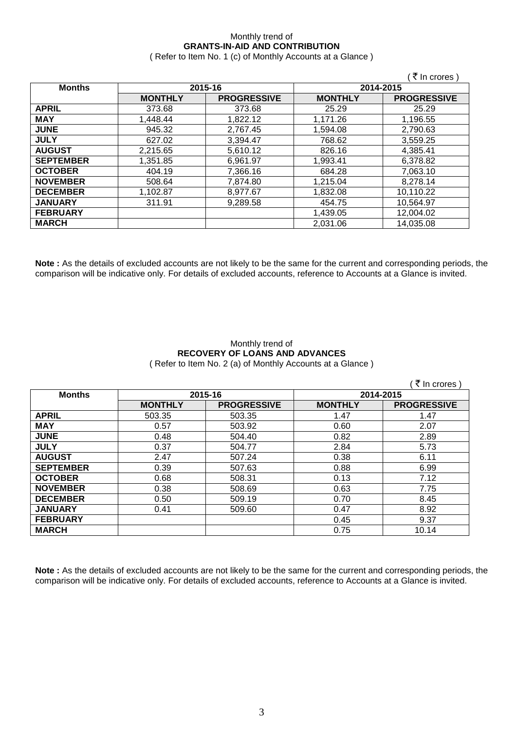Monthly trend of

**GRANTS-IN-AID AND CONTRIBUTION**

( Refer to Item No. 1 (c) of Monthly Accounts at a Glance )

( ₹ In crores )

| Months | 2015-16 | | 2014-2015 | |
|---|---|---|---|---|
| | MONTHLY | PROGRESSIVE | MONTHLY | PROGRESSIVE |
| APRIL | 373.68 | 373.68 | 25.29 | 25.29 |
| MAY | 1,448.44 | 1,822.12 | 1,171.26 | 1,196.55 |
| JUNE | 945.32 | 2,767.45 | 1,594.08 | 2,790.63 |
| JULY | 627.02 | 3,394.47 | 768.62 | 3,559.25 |
| AUGUST | 2,215.65 | 5,610.12 | 826.16 | 4,385.41 |
| SEPTEMBER | 1,351.85 | 6,961.97 | 1,993.41 | 6,378.82 |
| OCTOBER | 404.19 | 7,366.16 | 684.28 | 7,063.10 |
| NOVEMBER | 508.64 | 7,874.80 | 1,215.04 | 8,278.14 |
| DECEMBER | 1,102.87 | 8,977.67 | 1,832.08 | 10,110.22 |
| JANUARY | 311.91 | 9,289.58 | 454.75 | 10,564.97 |
| FEBRUARY | | | 1,439.05 | 12,004.02 |
| MARCH | | | 2,031.06 | 14,035.08 |

**Note :** As the details of excluded accounts are not likely to be the same for the current and corresponding periods, the comparison will be indicative only. For details of excluded accounts, reference to Accounts at a Glance is invited.

Monthly trend of

**RECOVERY OF LOANS AND ADVANCES**

( Refer to Item No. 2 (a) of Monthly Accounts at a Glance )

( ₹ In crores )

| Months | 2015-16 | | 2014-2015 | |
|---|---|---|---|---|
| | MONTHLY | PROGRESSIVE | MONTHLY | PROGRESSIVE |
| APRIL | 503.35 | 503.35 | 1.47 | 1.47 |
| MAY | 0.57 | 503.92 | 0.60 | 2.07 |
| JUNE | 0.48 | 504.40 | 0.82 | 2.89 |
| JULY | 0.37 | 504.77 | 2.84 | 5.73 |
| AUGUST | 2.47 | 507.24 | 0.38 | 6.11 |
| SEPTEMBER | 0.39 | 507.63 | 0.88 | 6.99 |
| OCTOBER | 0.68 | 508.31 | 0.13 | 7.12 |
| NOVEMBER | 0.38 | 508.69 | 0.63 | 7.75 |
| DECEMBER | 0.50 | 509.19 | 0.70 | 8.45 |
| JANUARY | 0.41 | 509.60 | 0.47 | 8.92 |
| FEBRUARY | | | 0.45 | 9.37 |
| MARCH | | | 0.75 | 10.14 |

**Note :** As the details of excluded accounts are not likely to be the same for the current and corresponding periods, the comparison will be indicative only. For details of excluded accounts, reference to Accounts at a Glance is invited.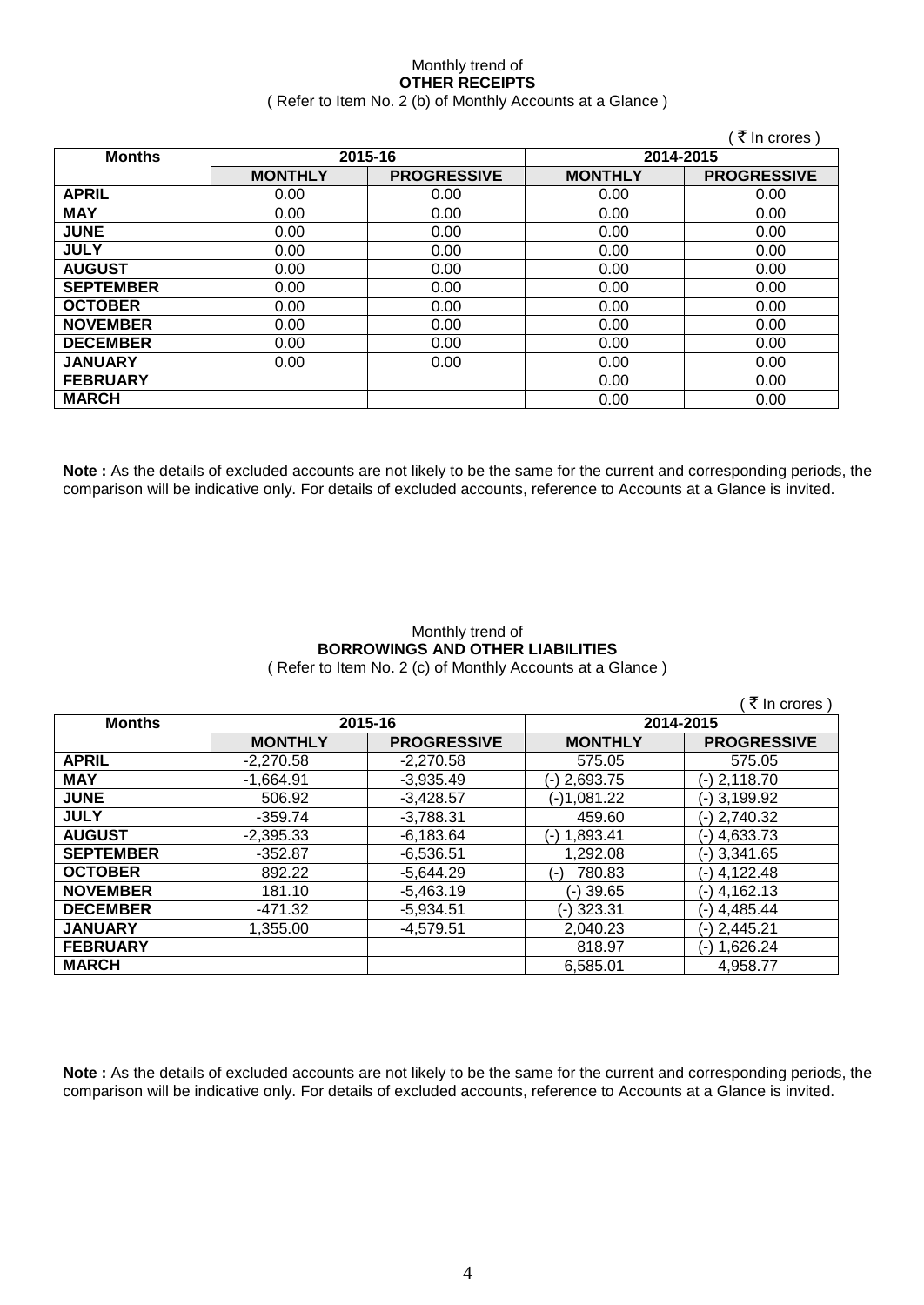Monthly trend of

**OTHER RECEIPTS**

( Refer to Item No. 2 (b) of Monthly Accounts at a Glance )

( ₹ In crores )

| Months | 2015-16 | | 2014-2015 | |
|---|---|---|---|---|
| | MONTHLY | PROGRESSIVE | MONTHLY | PROGRESSIVE |
| APRIL | 0.00 | 0.00 | 0.00 | 0.00 |
| MAY | 0.00 | 0.00 | 0.00 | 0.00 |
| JUNE | 0.00 | 0.00 | 0.00 | 0.00 |
| JULY | 0.00 | 0.00 | 0.00 | 0.00 |
| AUGUST | 0.00 | 0.00 | 0.00 | 0.00 |
| SEPTEMBER | 0.00 | 0.00 | 0.00 | 0.00 |
| OCTOBER | 0.00 | 0.00 | 0.00 | 0.00 |
| NOVEMBER | 0.00 | 0.00 | 0.00 | 0.00 |
| DECEMBER | 0.00 | 0.00 | 0.00 | 0.00 |
| JANUARY | 0.00 | 0.00 | 0.00 | 0.00 |
| FEBRUARY | | | 0.00 | 0.00 |
| MARCH | | | 0.00 | 0.00 |

**Note :** As the details of excluded accounts are not likely to be the same for the current and corresponding periods, the comparison will be indicative only. For details of excluded accounts, reference to Accounts at a Glance is invited.

Monthly trend of

**BORROWINGS AND OTHER LIABILITIES**

( Refer to Item No. 2 (c) of Monthly Accounts at a Glance )

( ₹ In crores )

| Months | 2015-16 | | 2014-2015 | |
|---|---|---|---|---|
| | MONTHLY | PROGRESSIVE | MONTHLY | PROGRESSIVE |
| APRIL | -2,270.58 | -2,270.58 | 575.05 | 575.05 |
| MAY | -1,664.91 | -3,935.49 | (-) 2,693.75 | (-) 2,118.70 |
| JUNE | 506.92 | -3,428.57 | (-)1,081.22 | (-) 3,199.92 |
| JULY | -359.74 | -3,788.31 | 459.60 | (-) 2,740.32 |
| AUGUST | -2,395.33 | -6,183.64 | (-) 1,893.41 | (-) 4,633.73 |
| SEPTEMBER | -352.87 | -6,536.51 | 1,292.08 | (-) 3,341.65 |
| OCTOBER | 892.22 | -5,644.29 | (-) 780.83 | (-) 4,122.48 |
| NOVEMBER | 181.10 | -5,463.19 | (-) 39.65 | (-) 4,162.13 |
| DECEMBER | -471.32 | -5,934.51 | (-) 323.31 | (-) 4,485.44 |
| JANUARY | 1,355.00 | -4,579.51 | 2,040.23 | (-) 2,445.21 |
| FEBRUARY | | | 818.97 | (-) 1,626.24 |
| MARCH | | | 6,585.01 | 4,958.77 |

**Note :** As the details of excluded accounts are not likely to be the same for the current and corresponding periods, the comparison will be indicative only. For details of excluded accounts, reference to Accounts at a Glance is invited.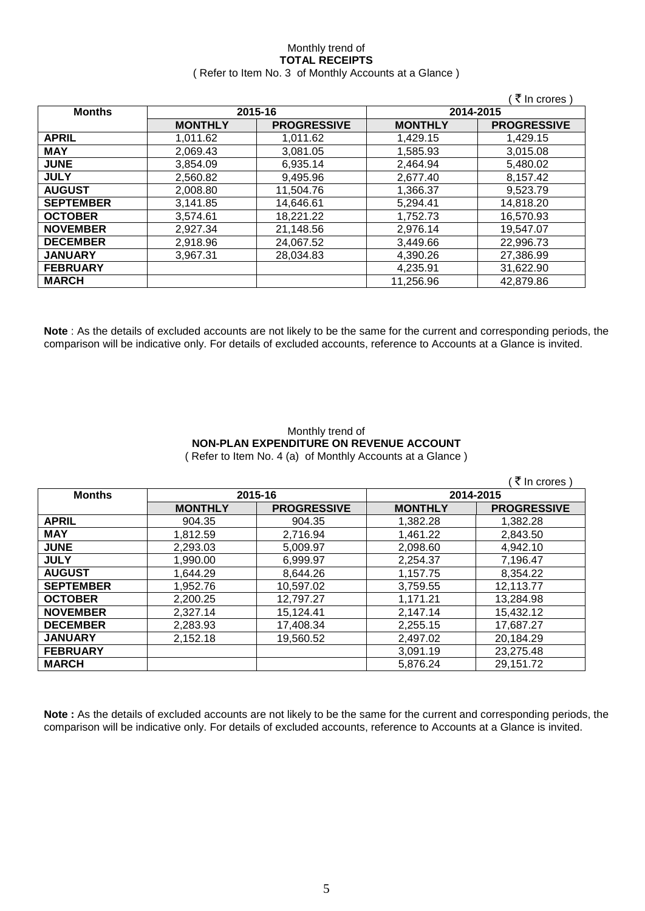Monthly trend of
**TOTAL RECEIPTS**
( Refer to Item No. 3 of Monthly Accounts at a Glance )

( ₹ In crores )

| Months | 2015-16 | | 2014-2015 | |
|---|---|---|---|---|
| | **MONTHLY** | **PROGRESSIVE** | **MONTHLY** | **PROGRESSIVE** |
| **APRIL** | 1,011.62 | 1,011.62 | 1,429.15 | 1,429.15 |
| **MAY** | 2,069.43 | 3,081.05 | 1,585.93 | 3,015.08 |
| **JUNE** | 3,854.09 | 6,935.14 | 2,464.94 | 5,480.02 |
| **JULY** | 2,560.82 | 9,495.96 | 2,677.40 | 8,157.42 |
| **AUGUST** | 2,008.80 | 11,504.76 | 1,366.37 | 9,523.79 |
| **SEPTEMBER** | 3,141.85 | 14,646.61 | 5,294.41 | 14,818.20 |
| **OCTOBER** | 3,574.61 | 18,221.22 | 1,752.73 | 16,570.93 |
| **NOVEMBER** | 2,927.34 | 21,148.56 | 2,976.14 | 19,547.07 |
| **DECEMBER** | 2,918.96 | 24,067.52 | 3,449.66 | 22,996.73 |
| **JANUARY** | 3,967.31 | 28,034.83 | 4,390.26 | 27,386.99 |
| **FEBRUARY** | | | 4,235.91 | 31,622.90 |
| **MARCH** | | | 11,256.96 | 42,879.86 |

**Note** : As the details of excluded accounts are not likely to be the same for the current and corresponding periods, the comparison will be indicative only. For details of excluded accounts, reference to Accounts at a Glance is invited.

Monthly trend of
**NON-PLAN EXPENDITURE ON REVENUE ACCOUNT**
( Refer to Item No. 4 (a) of Monthly Accounts at a Glance )

( ₹ In crores )

| Months | 2015-16 | | 2014-2015 | |
|---|---|---|---|---|
| | **MONTHLY** | **PROGRESSIVE** | **MONTHLY** | **PROGRESSIVE** |
| **APRIL** | 904.35 | 904.35 | 1,382.28 | 1,382.28 |
| **MAY** | 1,812.59 | 2,716.94 | 1,461.22 | 2,843.50 |
| **JUNE** | 2,293.03 | 5,009.97 | 2,098.60 | 4,942.10 |
| **JULY** | 1,990.00 | 6,999.97 | 2,254.37 | 7,196.47 |
| **AUGUST** | 1,644.29 | 8,644.26 | 1,157.75 | 8,354.22 |
| **SEPTEMBER** | 1,952.76 | 10,597.02 | 3,759.55 | 12,113.77 |
| **OCTOBER** | 2,200.25 | 12,797.27 | 1,171.21 | 13,284.98 |
| **NOVEMBER** | 2,327.14 | 15,124.41 | 2,147.14 | 15,432.12 |
| **DECEMBER** | 2,283.93 | 17,408.34 | 2,255.15 | 17,687.27 |
| **JANUARY** | 2,152.18 | 19,560.52 | 2,497.02 | 20,184.29 |
| **FEBRUARY** | | | 3,091.19 | 23,275.48 |
| **MARCH** | | | 5,876.24 | 29,151.72 |

**Note :** As the details of excluded accounts are not likely to be the same for the current and corresponding periods, the comparison will be indicative only. For details of excluded accounts, reference to Accounts at a Glance is invited.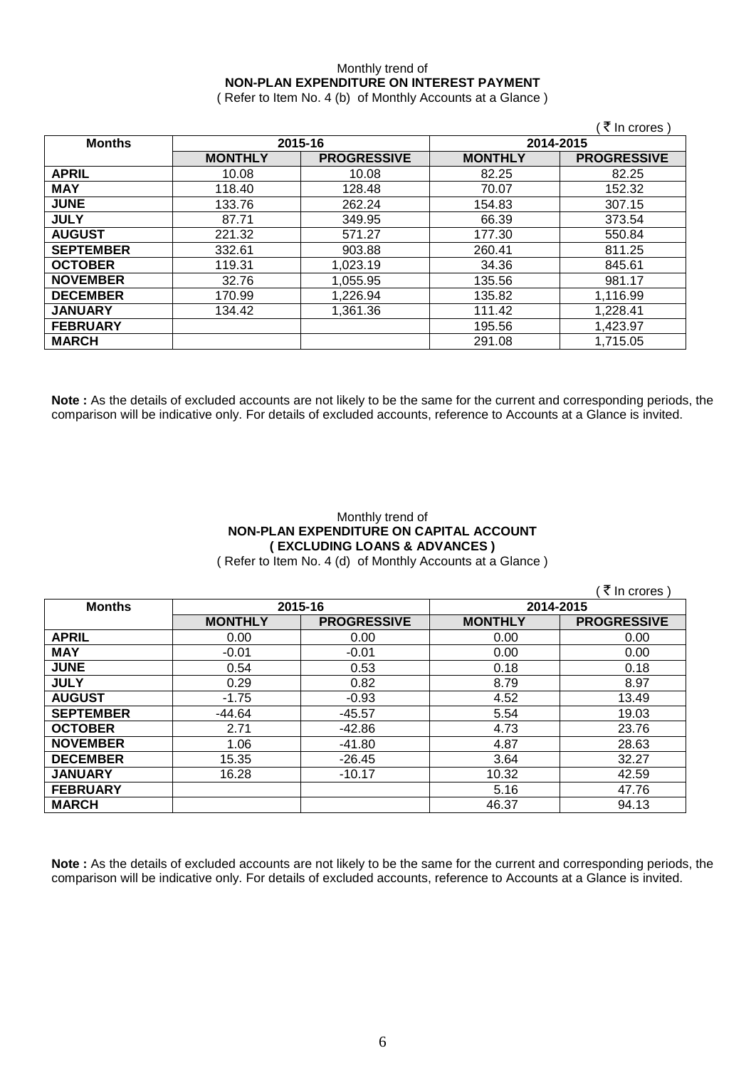Monthly trend of
**NON-PLAN EXPENDITURE ON INTEREST PAYMENT**
( Refer to Item No. 4 (b) of Monthly Accounts at a Glance )

( ₹ In crores )

| Months | 2015-16 | | 2014-2015 | |
|---|---|---|---|---|
| | **MONTHLY** | **PROGRESSIVE** | **MONTHLY** | **PROGRESSIVE** |
| **APRIL** | 10.08 | 10.08 | 82.25 | 82.25 |
| **MAY** | 118.40 | 128.48 | 70.07 | 152.32 |
| **JUNE** | 133.76 | 262.24 | 154.83 | 307.15 |
| **JULY** | 87.71 | 349.95 | 66.39 | 373.54 |
| **AUGUST** | 221.32 | 571.27 | 177.30 | 550.84 |
| **SEPTEMBER** | 332.61 | 903.88 | 260.41 | 811.25 |
| **OCTOBER** | 119.31 | 1,023.19 | 34.36 | 845.61 |
| **NOVEMBER** | 32.76 | 1,055.95 | 135.56 | 981.17 |
| **DECEMBER** | 170.99 | 1,226.94 | 135.82 | 1,116.99 |
| **JANUARY** | 134.42 | 1,361.36 | 111.42 | 1,228.41 |
| **FEBRUARY** | | | 195.56 | 1,423.97 |
| **MARCH** | | | 291.08 | 1,715.05 |

**Note :** As the details of excluded accounts are not likely to be the same for the current and corresponding periods, the comparison will be indicative only. For details of excluded accounts, reference to Accounts at a Glance is invited.

Monthly trend of
**NON-PLAN EXPENDITURE ON CAPITAL ACCOUNT**
**( EXCLUDING LOANS & ADVANCES )**
( Refer to Item No. 4 (d) of Monthly Accounts at a Glance )

( ₹ In crores )

| Months | 2015-16 | | 2014-2015 | |
|---|---|---|---|---|
| | **MONTHLY** | **PROGRESSIVE** | **MONTHLY** | **PROGRESSIVE** |
| **APRIL** | 0.00 | 0.00 | 0.00 | 0.00 |
| **MAY** | -0.01 | -0.01 | 0.00 | 0.00 |
| **JUNE** | 0.54 | 0.53 | 0.18 | 0.18 |
| **JULY** | 0.29 | 0.82 | 8.79 | 8.97 |
| **AUGUST** | -1.75 | -0.93 | 4.52 | 13.49 |
| **SEPTEMBER** | -44.64 | -45.57 | 5.54 | 19.03 |
| **OCTOBER** | 2.71 | -42.86 | 4.73 | 23.76 |
| **NOVEMBER** | 1.06 | -41.80 | 4.87 | 28.63 |
| **DECEMBER** | 15.35 | -26.45 | 3.64 | 32.27 |
| **JANUARY** | 16.28 | -10.17 | 10.32 | 42.59 |
| **FEBRUARY** | | | 5.16 | 47.76 |
| **MARCH** | | | 46.37 | 94.13 |

**Note :** As the details of excluded accounts are not likely to be the same for the current and corresponding periods, the comparison will be indicative only. For details of excluded accounts, reference to Accounts at a Glance is invited.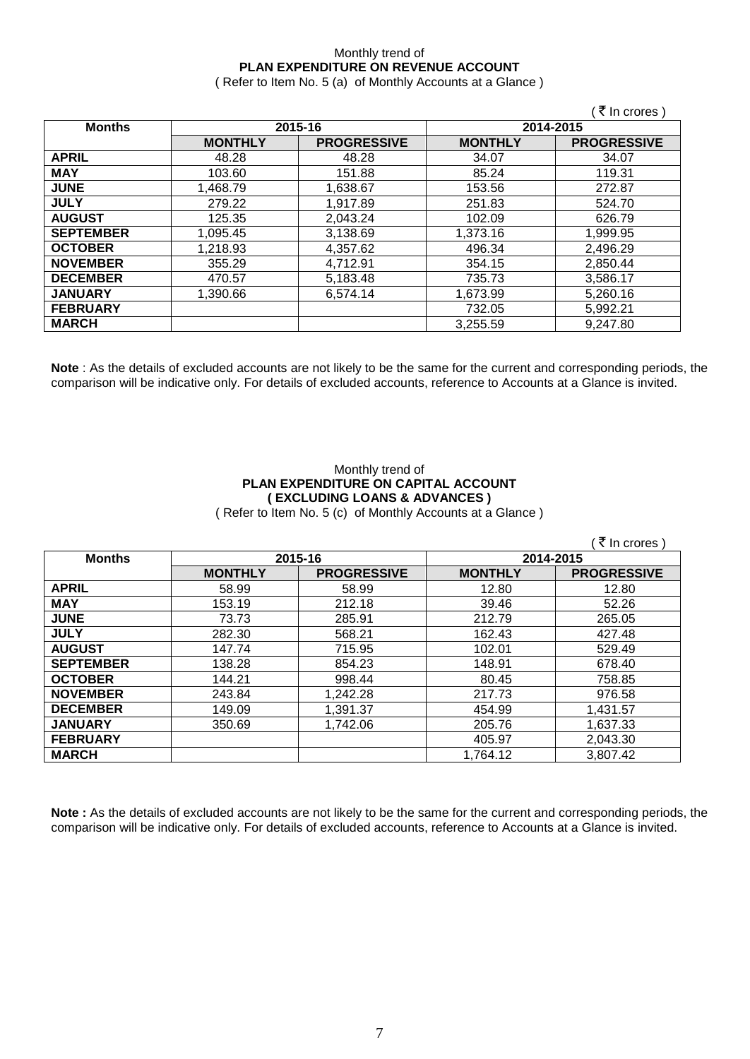Monthly trend of
### PLAN EXPENDITURE ON REVENUE ACCOUNT
( Refer to Item No. 5 (a) of Monthly Accounts at a Glance )

( ₹ In crores )

| Months | 2015-16 | | 2014-2015 | |
|---|---|---|---|---|
| | MONTHLY | PROGRESSIVE | MONTHLY | PROGRESSIVE |
| APRIL | 48.28 | 48.28 | 34.07 | 34.07 |
| MAY | 103.60 | 151.88 | 85.24 | 119.31 |
| JUNE | 1,468.79 | 1,638.67 | 153.56 | 272.87 |
| JULY | 279.22 | 1,917.89 | 251.83 | 524.70 |
| AUGUST | 125.35 | 2,043.24 | 102.09 | 626.79 |
| SEPTEMBER | 1,095.45 | 3,138.69 | 1,373.16 | 1,999.95 |
| OCTOBER | 1,218.93 | 4,357.62 | 496.34 | 2,496.29 |
| NOVEMBER | 355.29 | 4,712.91 | 354.15 | 2,850.44 |
| DECEMBER | 470.57 | 5,183.48 | 735.73 | 3,586.17 |
| JANUARY | 1,390.66 | 6,574.14 | 1,673.99 | 5,260.16 |
| FEBRUARY | | | 732.05 | 5,992.21 |
| MARCH | | | 3,255.59 | 9,247.80 |

**Note** : As the details of excluded accounts are not likely to be the same for the current and corresponding periods, the comparison will be indicative only. For details of excluded accounts, reference to Accounts at a Glance is invited.

Monthly trend of
### PLAN EXPENDITURE ON CAPITAL ACCOUNT
### ( EXCLUDING LOANS & ADVANCES )
( Refer to Item No. 5 (c) of Monthly Accounts at a Glance )

( ₹ In crores )

| Months | 2015-16 | | 2014-2015 | |
|---|---|---|---|---|
| | MONTHLY | PROGRESSIVE | MONTHLY | PROGRESSIVE |
| APRIL | 58.99 | 58.99 | 12.80 | 12.80 |
| MAY | 153.19 | 212.18 | 39.46 | 52.26 |
| JUNE | 73.73 | 285.91 | 212.79 | 265.05 |
| JULY | 282.30 | 568.21 | 162.43 | 427.48 |
| AUGUST | 147.74 | 715.95 | 102.01 | 529.49 |
| SEPTEMBER | 138.28 | 854.23 | 148.91 | 678.40 |
| OCTOBER | 144.21 | 998.44 | 80.45 | 758.85 |
| NOVEMBER | 243.84 | 1,242.28 | 217.73 | 976.58 |
| DECEMBER | 149.09 | 1,391.37 | 454.99 | 1,431.57 |
| JANUARY | 350.69 | 1,742.06 | 205.76 | 1,637.33 |
| FEBRUARY | | | 405.97 | 2,043.30 |
| MARCH | | | 1,764.12 | 3,807.42 |

**Note :** As the details of excluded accounts are not likely to be the same for the current and corresponding periods, the comparison will be indicative only. For details of excluded accounts, reference to Accounts at a Glance is invited.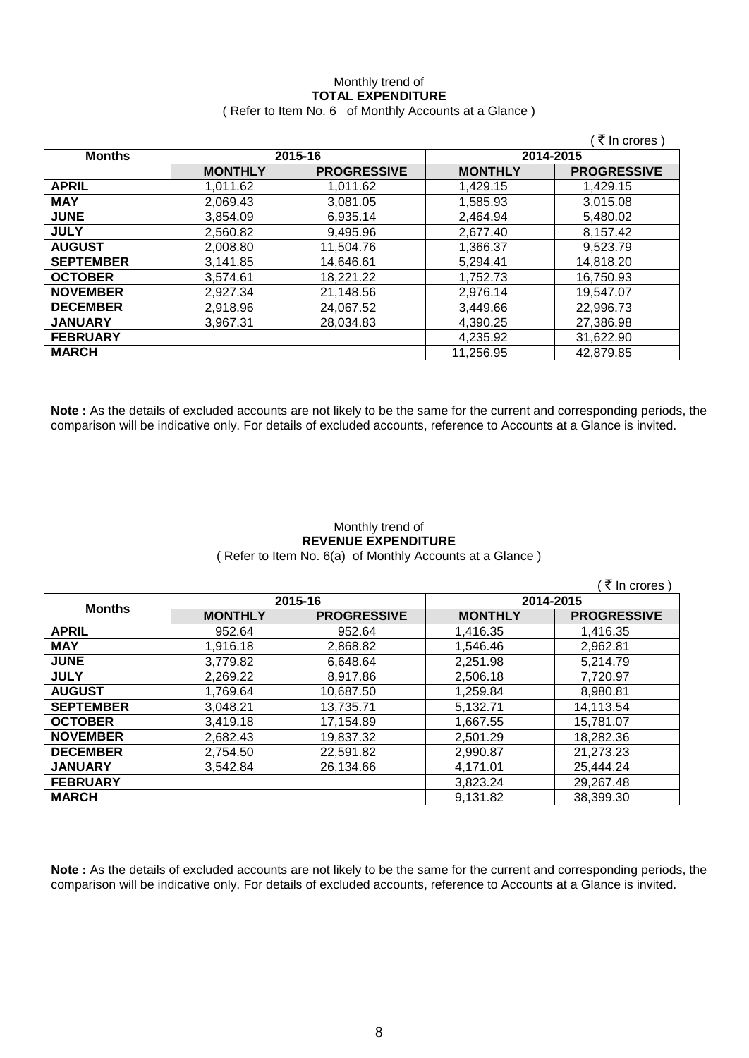Monthly trend of
**TOTAL EXPENDITURE**
( Refer to Item No. 6 of Monthly Accounts at a Glance )

( ₹ In crores )

| Months | 2015-16 | | 2014-2015 | |
|---|---|---|---|---|
| | **MONTHLY** | **PROGRESSIVE** | **MONTHLY** | **PROGRESSIVE** |
| **APRIL** | 1,011.62 | 1,011.62 | 1,429.15 | 1,429.15 |
| **MAY** | 2,069.43 | 3,081.05 | 1,585.93 | 3,015.08 |
| **JUNE** | 3,854.09 | 6,935.14 | 2,464.94 | 5,480.02 |
| **JULY** | 2,560.82 | 9,495.96 | 2,677.40 | 8,157.42 |
| **AUGUST** | 2,008.80 | 11,504.76 | 1,366.37 | 9,523.79 |
| **SEPTEMBER** | 3,141.85 | 14,646.61 | 5,294.41 | 14,818.20 |
| **OCTOBER** | 3,574.61 | 18,221.22 | 1,752.73 | 16,750.93 |
| **NOVEMBER** | 2,927.34 | 21,148.56 | 2,976.14 | 19,547.07 |
| **DECEMBER** | 2,918.96 | 24,067.52 | 3,449.66 | 22,996.73 |
| **JANUARY** | 3,967.31 | 28,034.83 | 4,390.25 | 27,386.98 |
| **FEBRUARY** | | | 4,235.92 | 31,622.90 |
| **MARCH** | | | 11,256.95 | 42,879.85 |

**Note :** As the details of excluded accounts are not likely to be the same for the current and corresponding periods, the comparison will be indicative only. For details of excluded accounts, reference to Accounts at a Glance is invited.

Monthly trend of
**REVENUE EXPENDITURE**
( Refer to Item No. 6(a) of Monthly Accounts at a Glance )

( ₹ In crores )

| Months | 2015-16 | | 2014-2015 | |
|---|---|---|---|---|
| | **MONTHLY** | **PROGRESSIVE** | **MONTHLY** | **PROGRESSIVE** |
| **APRIL** | 952.64 | 952.64 | 1,416.35 | 1,416.35 |
| **MAY** | 1,916.18 | 2,868.82 | 1,546.46 | 2,962.81 |
| **JUNE** | 3,779.82 | 6,648.64 | 2,251.98 | 5,214.79 |
| **JULY** | 2,269.22 | 8,917.86 | 2,506.18 | 7,720.97 |
| **AUGUST** | 1,769.64 | 10,687.50 | 1,259.84 | 8,980.81 |
| **SEPTEMBER** | 3,048.21 | 13,735.71 | 5,132.71 | 14,113.54 |
| **OCTOBER** | 3,419.18 | 17,154.89 | 1,667.55 | 15,781.07 |
| **NOVEMBER** | 2,682.43 | 19,837.32 | 2,501.29 | 18,282.36 |
| **DECEMBER** | 2,754.50 | 22,591.82 | 2,990.87 | 21,273.23 |
| **JANUARY** | 3,542.84 | 26,134.66 | 4,171.01 | 25,444.24 |
| **FEBRUARY** | | | 3,823.24 | 29,267.48 |
| **MARCH** | | | 9,131.82 | 38,399.30 |

**Note :** As the details of excluded accounts are not likely to be the same for the current and corresponding periods, the comparison will be indicative only. For details of excluded accounts, reference to Accounts at a Glance is invited.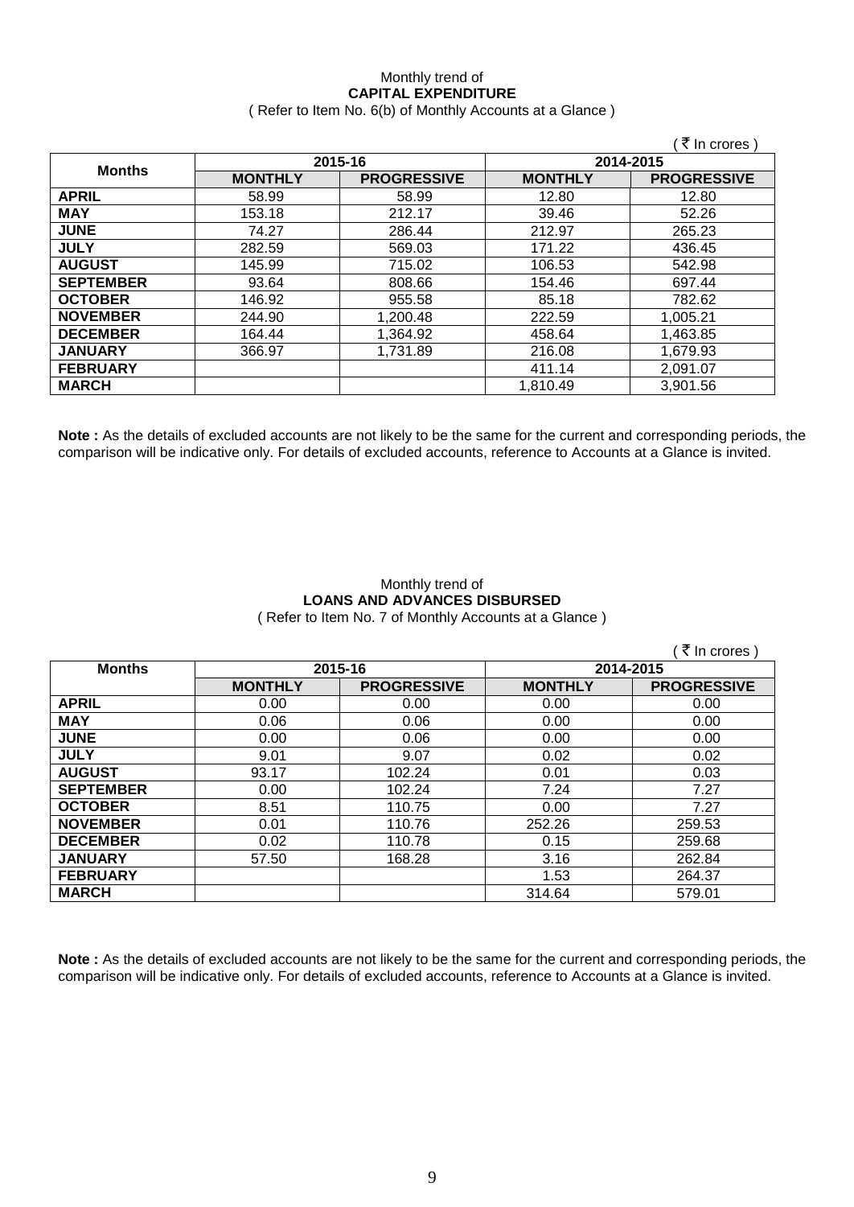Monthly trend of

**CAPITAL EXPENDITURE**

( Refer to Item No. 6(b) of Monthly Accounts at a Glance )

( ₹ In crores )

| Months | 2015-16 | | 2014-2015 | |
|---|---|---|---|---|
| | MONTHLY | PROGRESSIVE | MONTHLY | PROGRESSIVE |
| **APRIL** | 58.99 | 58.99 | 12.80 | 12.80 |
| **MAY** | 153.18 | 212.17 | 39.46 | 52.26 |
| **JUNE** | 74.27 | 286.44 | 212.97 | 265.23 |
| **JULY** | 282.59 | 569.03 | 171.22 | 436.45 |
| **AUGUST** | 145.99 | 715.02 | 106.53 | 542.98 |
| **SEPTEMBER** | 93.64 | 808.66 | 154.46 | 697.44 |
| **OCTOBER** | 146.92 | 955.58 | 85.18 | 782.62 |
| **NOVEMBER** | 244.90 | 1,200.48 | 222.59 | 1,005.21 |
| **DECEMBER** | 164.44 | 1,364.92 | 458.64 | 1,463.85 |
| **JANUARY** | 366.97 | 1,731.89 | 216.08 | 1,679.93 |
| **FEBRUARY** | | | 411.14 | 2,091.07 |
| **MARCH** | | | 1,810.49 | 3,901.56 |

**Note :** As the details of excluded accounts are not likely to be the same for the current and corresponding periods, the comparison will be indicative only. For details of excluded accounts, reference to Accounts at a Glance is invited.

Monthly trend of

**LOANS AND ADVANCES DISBURSED**

( Refer to Item No. 7 of Monthly Accounts at a Glance )

( ₹ In crores )

| Months | 2015-16 | | 2014-2015 | |
|---|---|---|---|---|
| | MONTHLY | PROGRESSIVE | MONTHLY | PROGRESSIVE |
| **APRIL** | 0.00 | 0.00 | 0.00 | 0.00 |
| **MAY** | 0.06 | 0.06 | 0.00 | 0.00 |
| **JUNE** | 0.00 | 0.06 | 0.00 | 0.00 |
| **JULY** | 9.01 | 9.07 | 0.02 | 0.02 |
| **AUGUST** | 93.17 | 102.24 | 0.01 | 0.03 |
| **SEPTEMBER** | 0.00 | 102.24 | 7.24 | 7.27 |
| **OCTOBER** | 8.51 | 110.75 | 0.00 | 7.27 |
| **NOVEMBER** | 0.01 | 110.76 | 252.26 | 259.53 |
| **DECEMBER** | 0.02 | 110.78 | 0.15 | 259.68 |
| **JANUARY** | 57.50 | 168.28 | 3.16 | 262.84 |
| **FEBRUARY** | | | 1.53 | 264.37 |
| **MARCH** | | | 314.64 | 579.01 |

**Note :** As the details of excluded accounts are not likely to be the same for the current and corresponding periods, the comparison will be indicative only. For details of excluded accounts, reference to Accounts at a Glance is invited.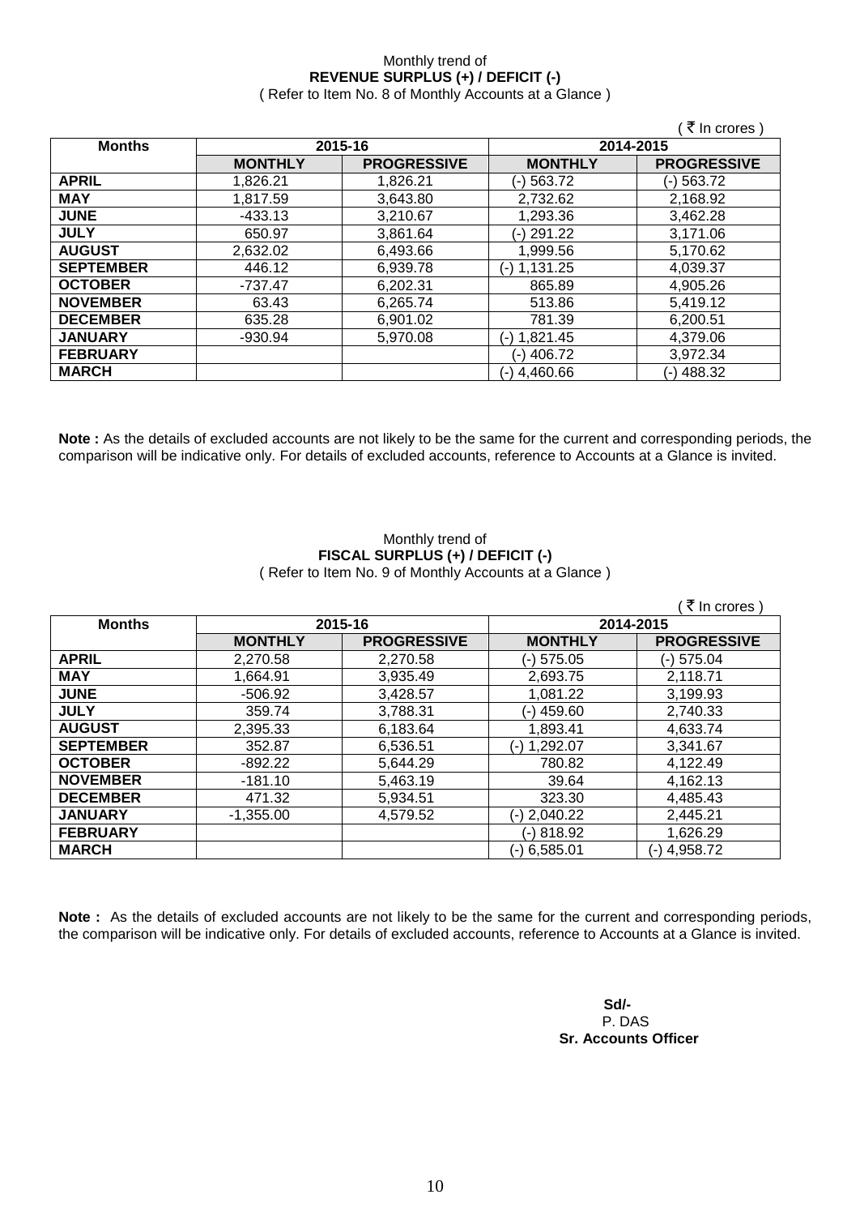Monthly trend of
**REVENUE SURPLUS (+) / DEFICIT (-)**
( Refer to Item No. 8 of Monthly Accounts at a Glance )

( ₹ In crores )

| Months | 2015-16 | | 2014-2015 | |
|---|---|---|---|---|
| | **MONTHLY** | **PROGRESSIVE** | **MONTHLY** | **PROGRESSIVE** |
| **APRIL** | 1,826.21 | 1,826.21 | (-) 563.72 | (-) 563.72 |
| **MAY** | 1,817.59 | 3,643.80 | 2,732.62 | 2,168.92 |
| **JUNE** | -433.13 | 3,210.67 | 1,293.36 | 3,462.28 |
| **JULY** | 650.97 | 3,861.64 | (-) 291.22 | 3,171.06 |
| **AUGUST** | 2,632.02 | 6,493.66 | 1,999.56 | 5,170.62 |
| **SEPTEMBER** | 446.12 | 6,939.78 | (-) 1,131.25 | 4,039.37 |
| **OCTOBER** | -737.47 | 6,202.31 | 865.89 | 4,905.26 |
| **NOVEMBER** | 63.43 | 6,265.74 | 513.86 | 5,419.12 |
| **DECEMBER** | 635.28 | 6,901.02 | 781.39 | 6,200.51 |
| **JANUARY** | -930.94 | 5,970.08 | (-) 1,821.45 | 4,379.06 |
| **FEBRUARY** | | | (-) 406.72 | 3,972.34 |
| **MARCH** | | | (-) 4,460.66 | (-) 488.32 |

**Note :** As the details of excluded accounts are not likely to be the same for the current and corresponding periods, the comparison will be indicative only. For details of excluded accounts, reference to Accounts at a Glance is invited.

Monthly trend of
**FISCAL SURPLUS (+) / DEFICIT (-)**
( Refer to Item No. 9 of Monthly Accounts at a Glance )

( ₹ In crores )

| Months | 2015-16 | | 2014-2015 | |
|---|---|---|---|---|
| | **MONTHLY** | **PROGRESSIVE** | **MONTHLY** | **PROGRESSIVE** |
| **APRIL** | 2,270.58 | 2,270.58 | (-) 575.05 | (-) 575.04 |
| **MAY** | 1,664.91 | 3,935.49 | 2,693.75 | 2,118.71 |
| **JUNE** | -506.92 | 3,428.57 | 1,081.22 | 3,199.93 |
| **JULY** | 359.74 | 3,788.31 | (-) 459.60 | 2,740.33 |
| **AUGUST** | 2,395.33 | 6,183.64 | 1,893.41 | 4,633.74 |
| **SEPTEMBER** | 352.87 | 6,536.51 | (-) 1,292.07 | 3,341.67 |
| **OCTOBER** | -892.22 | 5,644.29 | 780.82 | 4,122.49 |
| **NOVEMBER** | -181.10 | 5,463.19 | 39.64 | 4,162.13 |
| **DECEMBER** | 471.32 | 5,934.51 | 323.30 | 4,485.43 |
| **JANUARY** | -1,355.00 | 4,579.52 | (-) 2,040.22 | 2,445.21 |
| **FEBRUARY** | | | (-) 818.92 | 1,626.29 |
| **MARCH** | | | (-) 6,585.01 | (-) 4,958.72 |

**Note :** As the details of excluded accounts are not likely to be the same for the current and corresponding periods, the comparison will be indicative only. For details of excluded accounts, reference to Accounts at a Glance is invited.

**Sd/-**
P. DAS
**Sr. Accounts Officer**